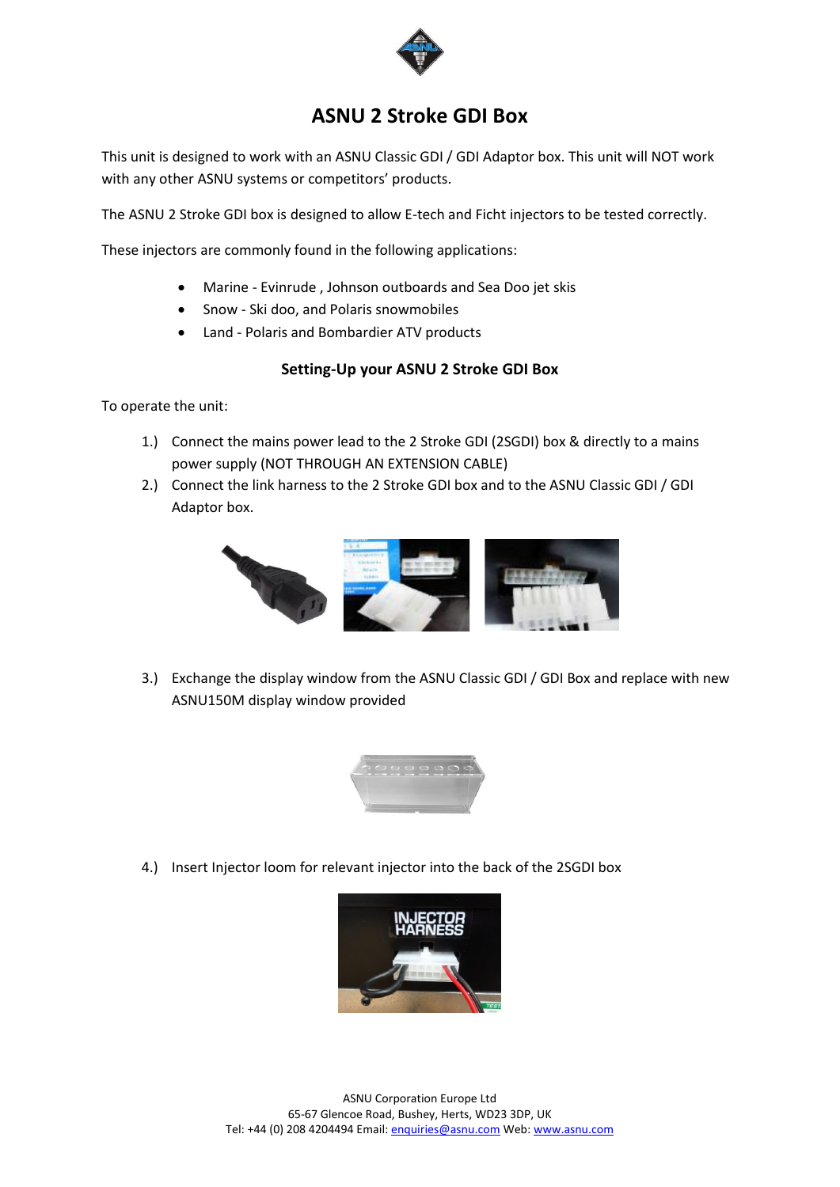# ASNU 2 Stroke GDI Box

This unit is designed to work with an ASNU Classic GDI / GDI Adaptor box. This unit will NOT work with any other ASNU systems or competitors' products.

The ASNU 2 Stroke GDI box is designed to allow E-tech and Ficht injectors to be tested correctly.

These injectors are commonly found in the following applications:

- Marine - Evinrude , Johnson outboards and Sea Doo jet skis
- Snow - Ski doo, and Polaris snowmobiles
- Land - Polaris and Bombardier ATV products

### Setting-Up your ASNU 2 Stroke GDI Box

To operate the unit:

1.) Connect the mains power lead to the 2 Stroke GDI (2SGDI) box & directly to a mains power supply (NOT THROUGH AN EXTENSION CABLE)

2.) Connect the link harness to the 2 Stroke GDI box and to the ASNU Classic GDI / GDI Adaptor box.

3.) Exchange the display window from the ASNU Classic GDI / GDI Box and replace with new ASNU150M display window provided

4.) Insert Injector loom for relevant injector into the back of the 2SGDI box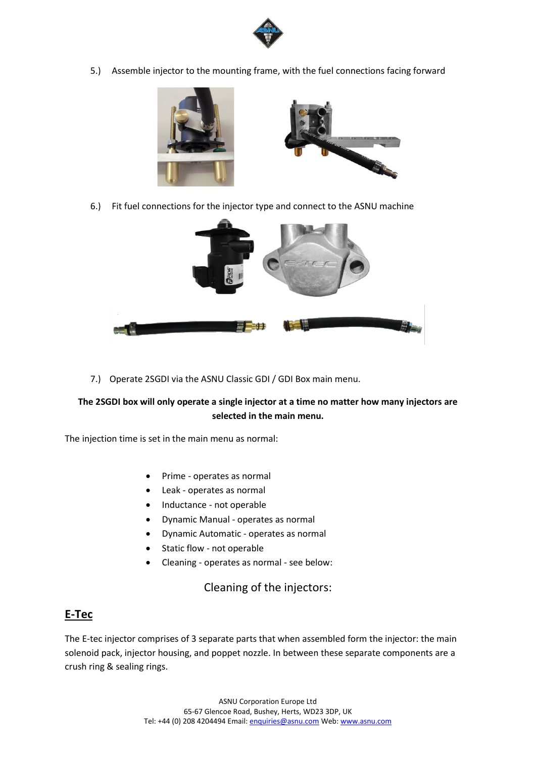5.) Assemble injector to the mounting frame, with the fuel connections facing forward

6.) Fit fuel connections for the injector type and connect to the ASNU machine

7.) Operate 2SGDI via the ASNU Classic GDI / GDI Box main menu.

**The 2SGDI box will only operate a single injector at a time no matter how many injectors are selected in the main menu.**

The injection time is set in the main menu as normal:

- Prime - operates as normal
- Leak - operates as normal
- Inductance - not operable
- Dynamic Manual - operates as normal
- Dynamic Automatic - operates as normal
- Static flow - not operable
- Cleaning - operates as normal - see below:

## Cleaning of the injectors:

## E-Tec

The E-tec injector comprises of 3 separate parts that when assembled form the injector: the main solenoid pack, injector housing, and poppet nozzle. In between these separate components are a crush ring & sealing rings.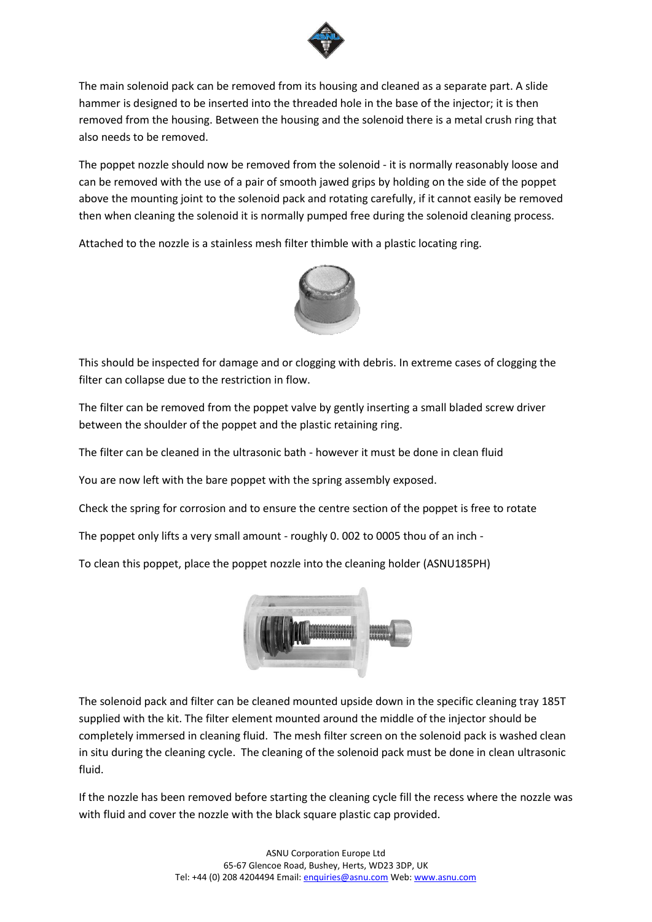The main solenoid pack can be removed from its housing and cleaned as a separate part. A slide hammer is designed to be inserted into the threaded hole in the base of the injector; it is then removed from the housing. Between the housing and the solenoid there is a metal crush ring that also needs to be removed.

The poppet nozzle should now be removed from the solenoid - it is normally reasonably loose and can be removed with the use of a pair of smooth jawed grips by holding on the side of the poppet above the mounting joint to the solenoid pack and rotating carefully, if it cannot easily be removed then when cleaning the solenoid it is normally pumped free during the solenoid cleaning process.

Attached to the nozzle is a stainless mesh filter thimble with a plastic locating ring.

This should be inspected for damage and or clogging with debris. In extreme cases of clogging the filter can collapse due to the restriction in flow.

The filter can be removed from the poppet valve by gently inserting a small bladed screw driver between the shoulder of the poppet and the plastic retaining ring.

The filter can be cleaned in the ultrasonic bath - however it must be done in clean fluid

You are now left with the bare poppet with the spring assembly exposed.

Check the spring for corrosion and to ensure the centre section of the poppet is free to rotate

The poppet only lifts a very small amount - roughly 0. 002 to 0005 thou of an inch -

To clean this poppet, place the poppet nozzle into the cleaning holder (ASNU185PH)

The solenoid pack and filter can be cleaned mounted upside down in the specific cleaning tray 185T supplied with the kit. The filter element mounted around the middle of the injector should be completely immersed in cleaning fluid. The mesh filter screen on the solenoid pack is washed clean in situ during the cleaning cycle. The cleaning of the solenoid pack must be done in clean ultrasonic fluid.

If the nozzle has been removed before starting the cleaning cycle fill the recess where the nozzle was with fluid and cover the nozzle with the black square plastic cap provided.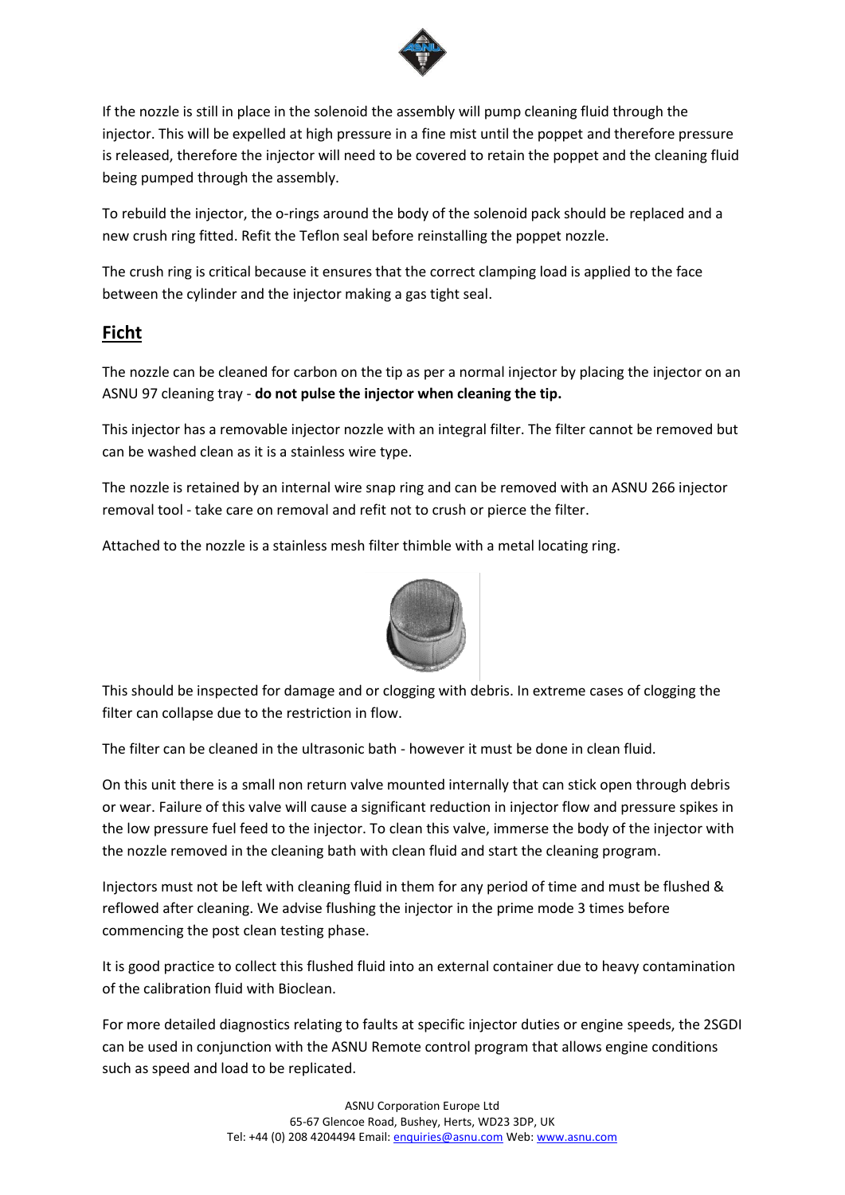If the nozzle is still in place in the solenoid the assembly will pump cleaning fluid through the injector. This will be expelled at high pressure in a fine mist until the poppet and therefore pressure is released, therefore the injector will need to be covered to retain the poppet and the cleaning fluid being pumped through the assembly.

To rebuild the injector, the o-rings around the body of the solenoid pack should be replaced and a new crush ring fitted. Refit the Teflon seal before reinstalling the poppet nozzle.

The crush ring is critical because it ensures that the correct clamping load is applied to the face between the cylinder and the injector making a gas tight seal.

## Ficht

The nozzle can be cleaned for carbon on the tip as per a normal injector by placing the injector on an ASNU 97 cleaning tray - **do not pulse the injector when cleaning the tip.**

This injector has a removable injector nozzle with an integral filter. The filter cannot be removed but can be washed clean as it is a stainless wire type.

The nozzle is retained by an internal wire snap ring and can be removed with an ASNU 266 injector removal tool - take care on removal and refit not to crush or pierce the filter.

Attached to the nozzle is a stainless mesh filter thimble with a metal locating ring.

This should be inspected for damage and or clogging with debris. In extreme cases of clogging the filter can collapse due to the restriction in flow.

The filter can be cleaned in the ultrasonic bath - however it must be done in clean fluid.

On this unit there is a small non return valve mounted internally that can stick open through debris or wear. Failure of this valve will cause a significant reduction in injector flow and pressure spikes in the low pressure fuel feed to the injector. To clean this valve, immerse the body of the injector with the nozzle removed in the cleaning bath with clean fluid and start the cleaning program.

Injectors must not be left with cleaning fluid in them for any period of time and must be flushed & reflowed after cleaning. We advise flushing the injector in the prime mode 3 times before commencing the post clean testing phase.

It is good practice to collect this flushed fluid into an external container due to heavy contamination of the calibration fluid with Bioclean.

For more detailed diagnostics relating to faults at specific injector duties or engine speeds, the 2SGDI can be used in conjunction with the ASNU Remote control program that allows engine conditions such as speed and load to be replicated.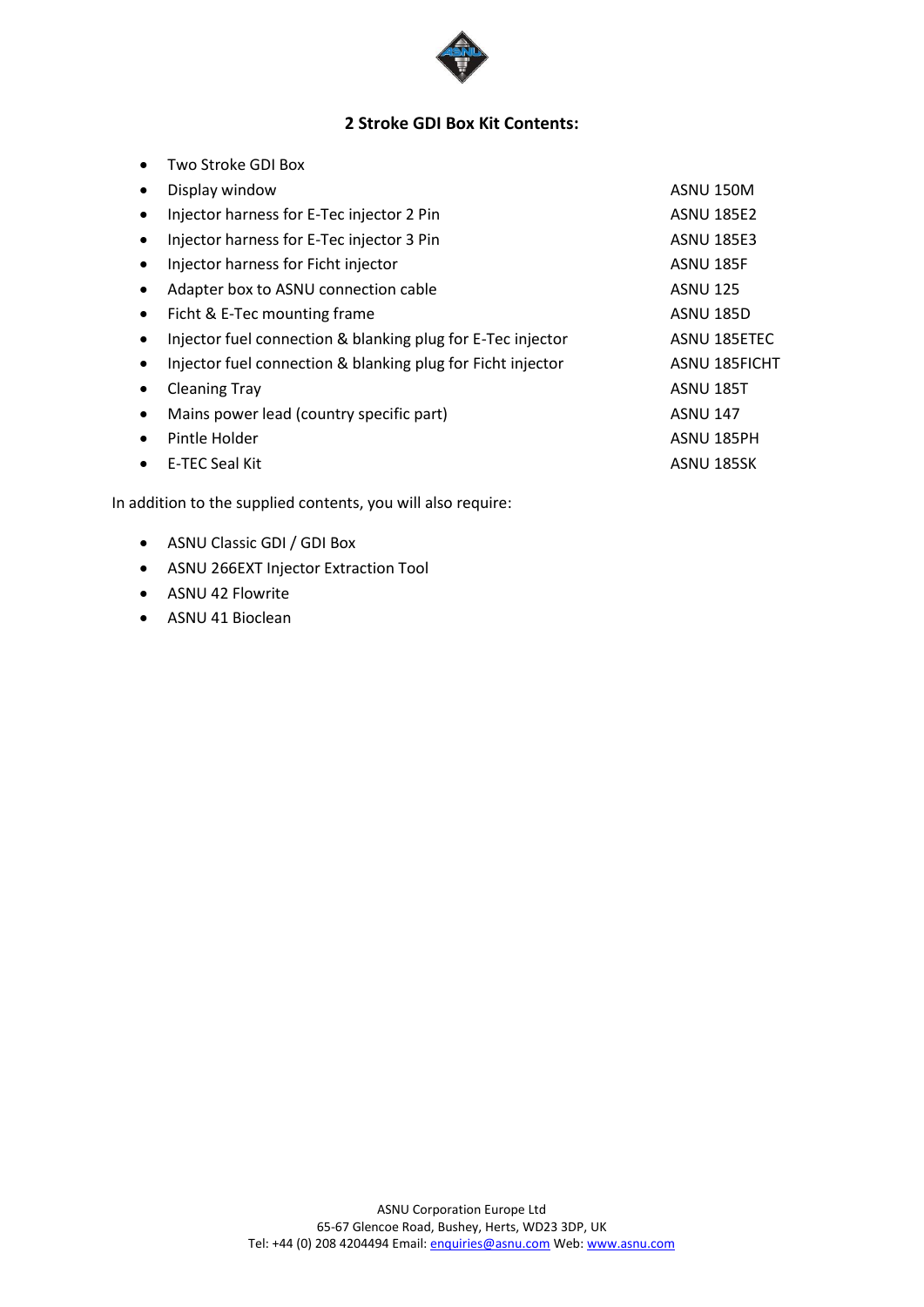**2 Stroke GDI Box Kit Contents:**

| | |
|---|---|
| • Two Stroke GDI Box | |
| • Display window | ASNU 150M |
| • Injector harness for E-Tec injector 2 Pin | ASNU 185E2 |
| • Injector harness for E-Tec injector 3 Pin | ASNU 185E3 |
| • Injector harness for Ficht injector | ASNU 185F |
| • Adapter box to ASNU connection cable | ASNU 125 |
| • Ficht & E-Tec mounting frame | ASNU 185D |
| • Injector fuel connection & blanking plug for E-Tec injector | ASNU 185ETEC |
| • Injector fuel connection & blanking plug for Ficht injector | ASNU 185FICHT |
| • Cleaning Tray | ASNU 185T |
| • Mains power lead (country specific part) | ASNU 147 |
| • Pintle Holder | ASNU 185PH |
| • E-TEC Seal Kit | ASNU 185SK |

In addition to the supplied contents, you will also require:

- ASNU Classic GDI / GDI Box
- ASNU 266EXT Injector Extraction Tool
- ASNU 42 Flowrite
- ASNU 41 Bioclean

ASNU Corporation Europe Ltd
65-67 Glencoe Road, Bushey, Herts, WD23 3DP, UK
Tel: +44 (0) 208 4204494 Email: enquiries@asnu.com Web: www.asnu.com